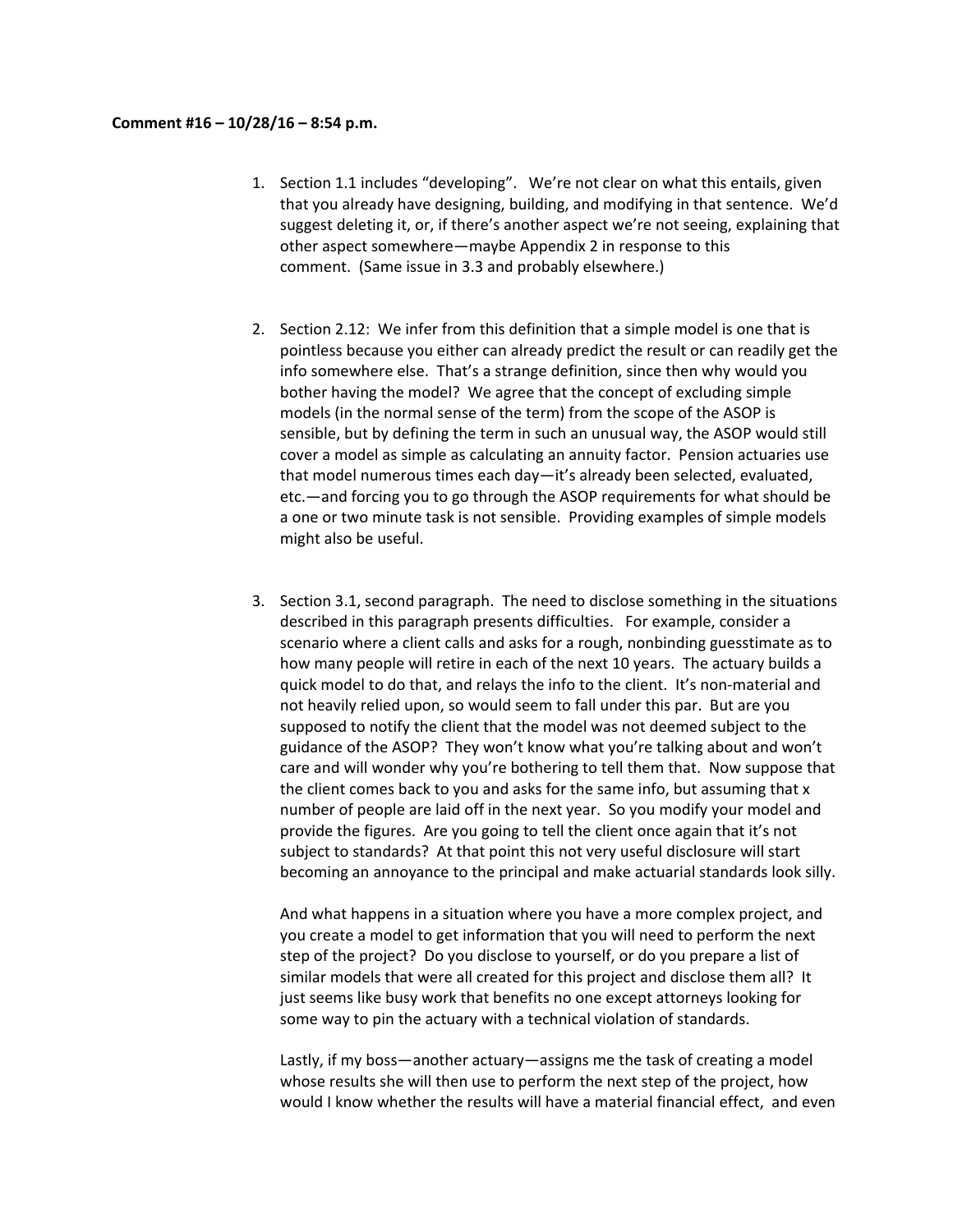**Comment #16 – 10/28/16 – 8:54 p.m.**

1. Section 1.1 includes "developing". We're not clear on what this entails, given that you already have designing, building, and modifying in that sentence. We'd suggest deleting it, or, if there's another aspect we're not seeing, explaining that other aspect somewhere—maybe Appendix 2 in response to this comment. (Same issue in 3.3 and probably elsewhere.)

2. Section 2.12: We infer from this definition that a simple model is one that is pointless because you either can already predict the result or can readily get the info somewhere else. That's a strange definition, since then why would you bother having the model? We agree that the concept of excluding simple models (in the normal sense of the term) from the scope of the ASOP is sensible, but by defining the term in such an unusual way, the ASOP would still cover a model as simple as calculating an annuity factor. Pension actuaries use that model numerous times each day—it's already been selected, evaluated, etc.—and forcing you to go through the ASOP requirements for what should be a one or two minute task is not sensible. Providing examples of simple models might also be useful.

3. Section 3.1, second paragraph. The need to disclose something in the situations described in this paragraph presents difficulties. For example, consider a scenario where a client calls and asks for a rough, nonbinding guesstimate as to how many people will retire in each of the next 10 years. The actuary builds a quick model to do that, and relays the info to the client. It's non-material and not heavily relied upon, so would seem to fall under this par. But are you supposed to notify the client that the model was not deemed subject to the guidance of the ASOP? They won't know what you're talking about and won't care and will wonder why you're bothering to tell them that. Now suppose that the client comes back to you and asks for the same info, but assuming that x number of people are laid off in the next year. So you modify your model and provide the figures. Are you going to tell the client once again that it's not subject to standards? At that point this not very useful disclosure will start becoming an annoyance to the principal and make actuarial standards look silly.

   And what happens in a situation where you have a more complex project, and you create a model to get information that you will need to perform the next step of the project? Do you disclose to yourself, or do you prepare a list of similar models that were all created for this project and disclose them all? It just seems like busy work that benefits no one except attorneys looking for some way to pin the actuary with a technical violation of standards.

   Lastly, if my boss—another actuary—assigns me the task of creating a model whose results she will then use to perform the next step of the project, how would I know whether the results will have a material financial effect, and even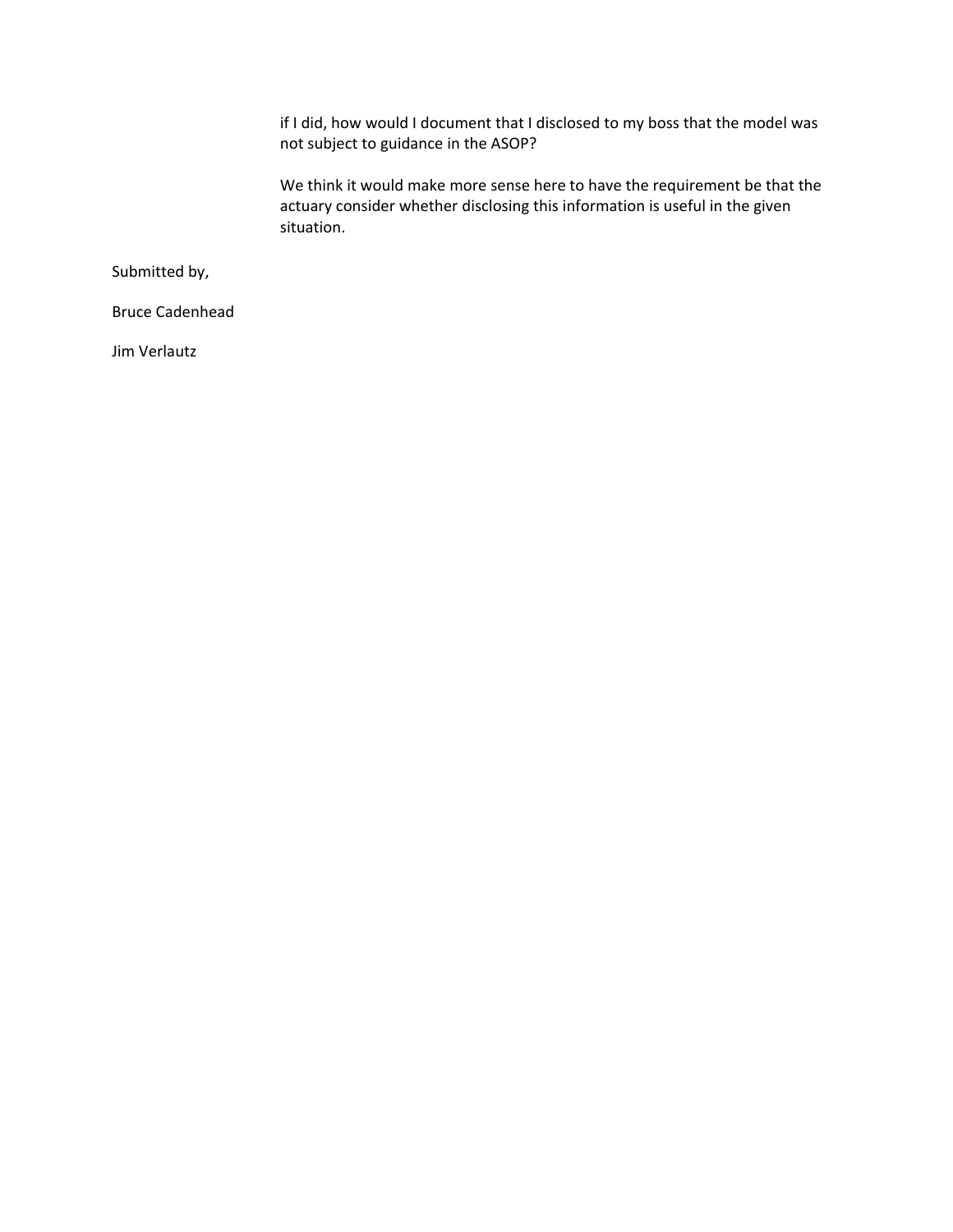if I did, how would I document that I disclosed to my boss that the model was not subject to guidance in the ASOP?

We think it would make more sense here to have the requirement be that the actuary consider whether disclosing this information is useful in the given situation.

Submitted by,

Bruce Cadenhead

Jim Verlautz